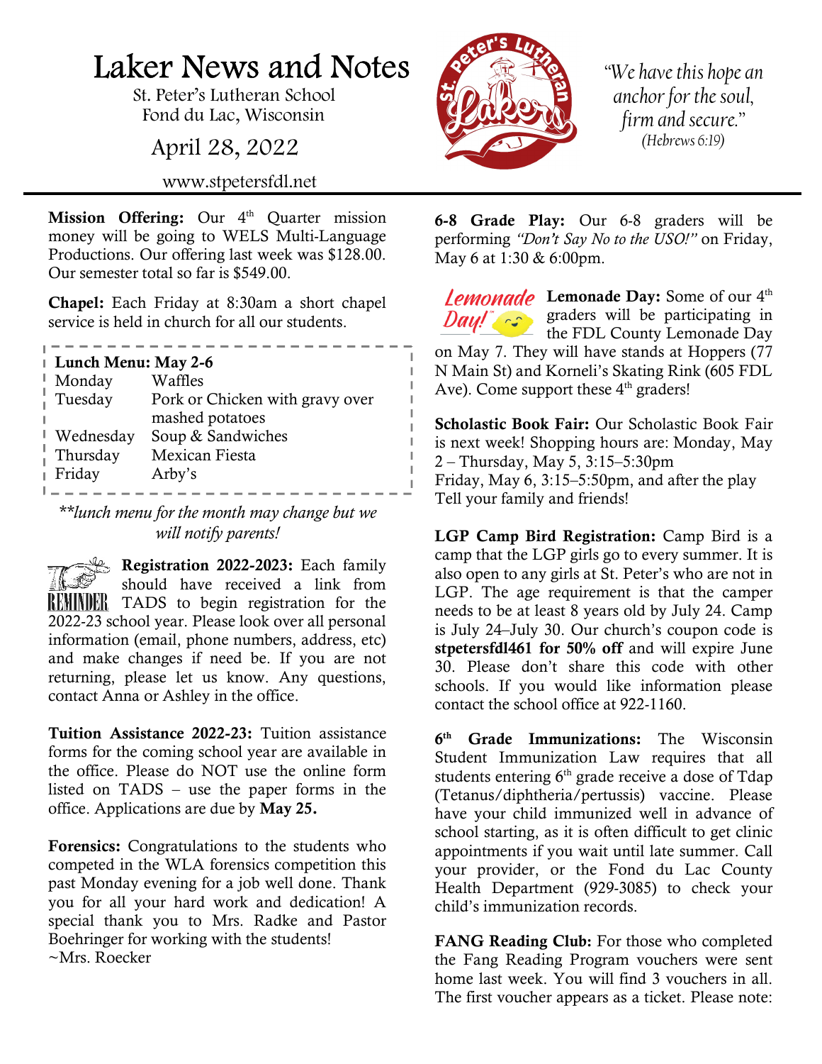# Laker News and Notes

St. Peter's Lutheran School
Fond du Lac, Wisconsin

April 28, 2022

www.stpetersfdl.net

*"We have this hope an anchor for the soul, firm and secure."*
*(Hebrews 6:19)*

**Mission Offering:** Our 4th Quarter mission money will be going to WELS Multi-Language Productions. Our offering last week was $128.00. Our semester total so far is $549.00.

**Chapel:** Each Friday at 8:30am a short chapel service is held in church for all our students.

**Lunch Menu: May 2-6**

| | |
|---|---|
| Monday | Waffles |
| Tuesday | Pork or Chicken with gravy over mashed potatoes |
| Wednesday | Soup & Sandwiches |
| Thursday | Mexican Fiesta |
| Friday | Arby's |

*\*\*lunch menu for the month may change but we will notify parents!*

REMINDER

**Registration 2022-2023:** Each family should have received a link from TADS to begin registration for the 2022-23 school year. Please look over all personal information (email, phone numbers, address, etc) and make changes if need be. If you are not returning, please let us know. Any questions, contact Anna or Ashley in the office.

**Tuition Assistance 2022-23:** Tuition assistance forms for the coming school year are available in the office. Please do NOT use the online form listed on TADS – use the paper forms in the office. Applications are due by **May 25.**

**Forensics:** Congratulations to the students who competed in the WLA forensics competition this past Monday evening for a job well done. Thank you for all your hard work and dedication! A special thank you to Mrs. Radke and Pastor Boehringer for working with the students!
~Mrs. Roecker

**6-8 Grade Play:** Our 6-8 graders will be performing *"Don't Say No to the USO!"* on Friday, May 6 at 1:30 & 6:00pm.

Lemonade Day!

**Lemonade Day:** Some of our 4th graders will be participating in the FDL County Lemonade Day on May 7. They will have stands at Hoppers (77 N Main St) and Korneli's Skating Rink (605 FDL Ave). Come support these 4th graders!

**Scholastic Book Fair:** Our Scholastic Book Fair is next week! Shopping hours are: Monday, May 2 – Thursday, May 5, 3:15–5:30pm
Friday, May 6, 3:15–5:50pm, and after the play
Tell your family and friends!

**LGP Camp Bird Registration:** Camp Bird is a camp that the LGP girls go to every summer. It is also open to any girls at St. Peter's who are not in LGP. The age requirement is that the camper needs to be at least 8 years old by July 24. Camp is July 24–July 30. Our church's coupon code is **stpetersfdl461 for 50% off** and will expire June 30. Please don't share this code with other schools. If you would like information please contact the school office at 922-1160.

**6th Grade Immunizations:** The Wisconsin Student Immunization Law requires that all students entering 6th grade receive a dose of Tdap (Tetanus/diphtheria/pertussis) vaccine. Please have your child immunized well in advance of school starting, as it is often difficult to get clinic appointments if you wait until late summer. Call your provider, or the Fond du Lac County Health Department (929-3085) to check your child's immunization records.

**FANG Reading Club:** For those who completed the Fang Reading Program vouchers were sent home last week. You will find 3 vouchers in all. The first voucher appears as a ticket. Please note: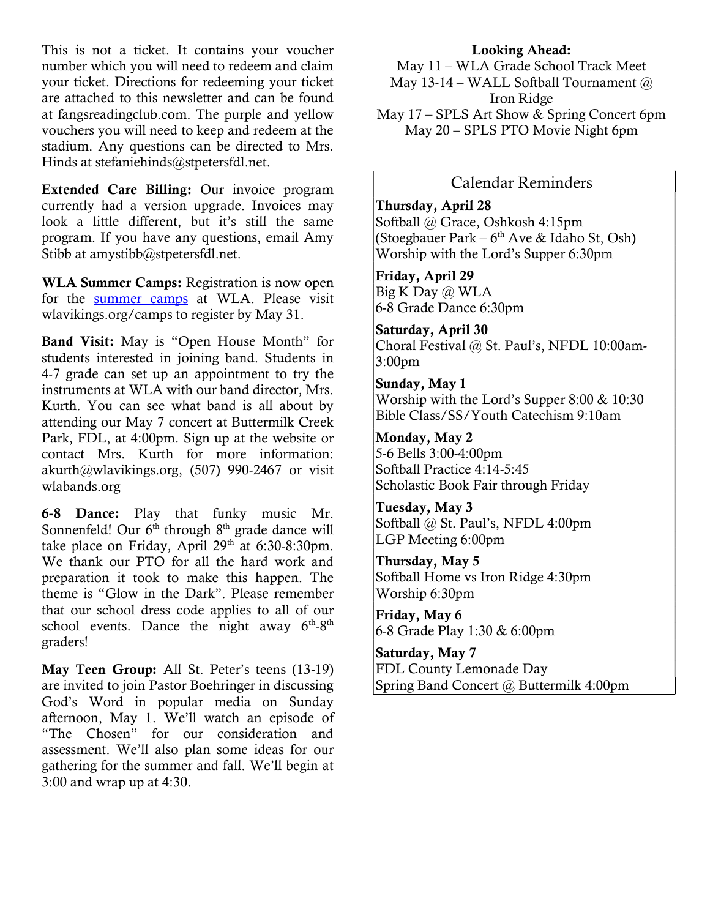This is not a ticket. It contains your voucher number which you will need to redeem and claim your ticket. Directions for redeeming your ticket are attached to this newsletter and can be found at fangsreadingclub.com. The purple and yellow vouchers you will need to keep and redeem at the stadium. Any questions can be directed to Mrs. Hinds at stefaniehinds@stpetersfdl.net.

**Extended Care Billing:** Our invoice program currently had a version upgrade. Invoices may look a little different, but it's still the same program. If you have any questions, email Amy Stibb at amystibb@stpetersfdl.net.

**WLA Summer Camps:** Registration is now open for the summer camps at WLA. Please visit wlavikings.org/camps to register by May 31.

**Band Visit:** May is "Open House Month" for students interested in joining band. Students in 4-7 grade can set up an appointment to try the instruments at WLA with our band director, Mrs. Kurth. You can see what band is all about by attending our May 7 concert at Buttermilk Creek Park, FDL, at 4:00pm. Sign up at the website or contact Mrs. Kurth for more information: akurth@wlavikings.org, (507) 990-2467 or visit wlabands.org

**6-8 Dance:** Play that funky music Mr. Sonnenfeld! Our 6th through 8th grade dance will take place on Friday, April 29th at 6:30-8:30pm. We thank our PTO for all the hard work and preparation it took to make this happen. The theme is "Glow in the Dark". Please remember that our school dress code applies to all of our school events. Dance the night away 6th-8th graders!

**May Teen Group:** All St. Peter's teens (13-19) are invited to join Pastor Boehringer in discussing God's Word in popular media on Sunday afternoon, May 1. We'll watch an episode of "The Chosen" for our consideration and assessment. We'll also plan some ideas for our gathering for the summer and fall. We'll begin at 3:00 and wrap up at 4:30.

**Looking Ahead:**

May 11 – WLA Grade School Track Meet
May 13-14 – WALL Softball Tournament @ Iron Ridge
May 17 – SPLS Art Show & Spring Concert 6pm
May 20 – SPLS PTO Movie Night 6pm

## Calendar Reminders

**Thursday, April 28**
Softball @ Grace, Oshkosh 4:15pm
(Stoegbauer Park – 6th Ave & Idaho St, Osh)
Worship with the Lord's Supper 6:30pm

**Friday, April 29**
Big K Day @ WLA
6-8 Grade Dance 6:30pm

**Saturday, April 30**
Choral Festival @ St. Paul's, NFDL 10:00am-3:00pm

**Sunday, May 1**
Worship with the Lord's Supper 8:00 & 10:30
Bible Class/SS/Youth Catechism 9:10am

**Monday, May 2**
5-6 Bells 3:00-4:00pm
Softball Practice 4:14-5:45
Scholastic Book Fair through Friday

**Tuesday, May 3**
Softball @ St. Paul's, NFDL 4:00pm
LGP Meeting 6:00pm

**Thursday, May 5**
Softball Home vs Iron Ridge 4:30pm
Worship 6:30pm

**Friday, May 6**
6-8 Grade Play 1:30 & 6:00pm

**Saturday, May 7**
FDL County Lemonade Day
Spring Band Concert @ Buttermilk 4:00pm